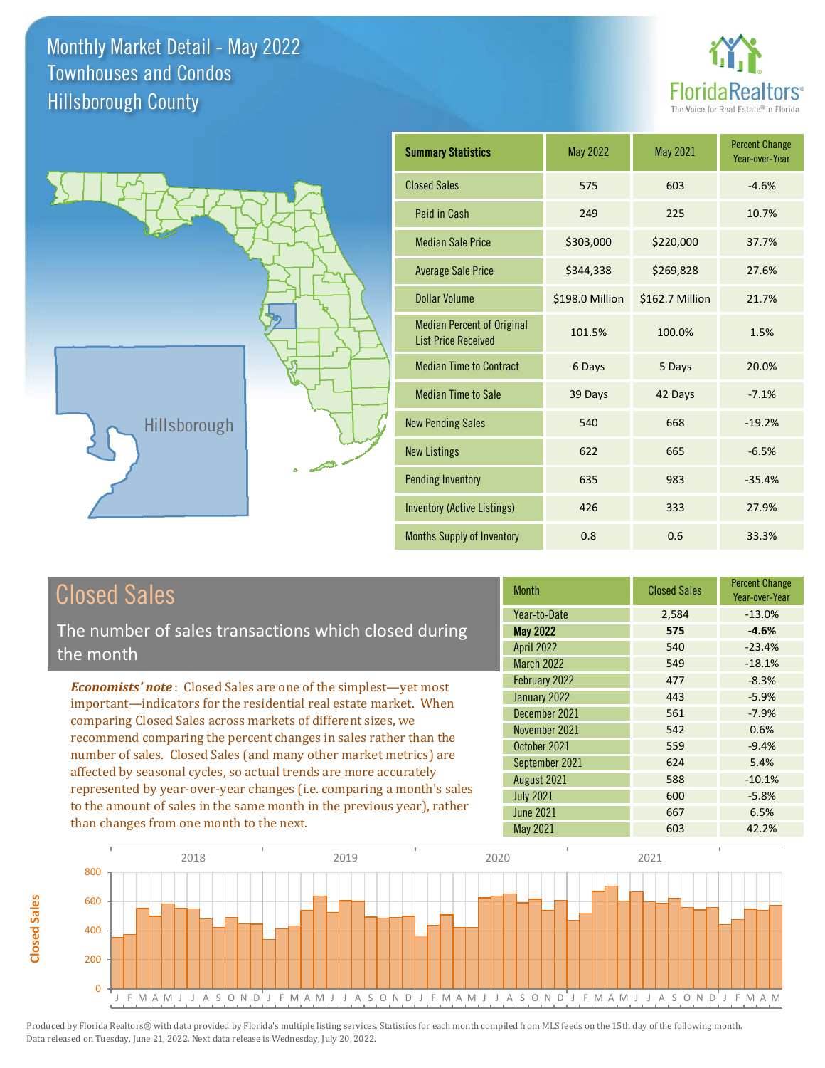# Monthly Market Detail - May 2022
## Townhouses and Condos
## Hillsborough County

FloridaRealtors®
The Voice for Real Estate® in Florida

Hillsborough

| Summary Statistics | May 2022 | May 2021 | Percent Change Year-over-Year |
|---|---|---|---|
| Closed Sales | 575 | 603 | -4.6% |
| Paid in Cash | 249 | 225 | 10.7% |
| Median Sale Price | $303,000 | $220,000 | 37.7% |
| Average Sale Price | $344,338 | $269,828 | 27.6% |
| Dollar Volume | $198.0 Million | $162.7 Million | 21.7% |
| Median Percent of Original List Price Received | 101.5% | 100.0% | 1.5% |
| Median Time to Contract | 6 Days | 5 Days | 20.0% |
| Median Time to Sale | 39 Days | 42 Days | -7.1% |
| New Pending Sales | 540 | 668 | -19.2% |
| New Listings | 622 | 665 | -6.5% |
| Pending Inventory | 635 | 983 | -35.4% |
| Inventory (Active Listings) | 426 | 333 | 27.9% |
| Months Supply of Inventory | 0.8 | 0.6 | 33.3% |

## Closed Sales

The number of sales transactions which closed during the month

*Economists' note*: Closed Sales are one of the simplest—yet most important—indicators for the residential real estate market. When comparing Closed Sales across markets of different sizes, we recommend comparing the percent changes in sales rather than the number of sales. Closed Sales (and many other market metrics) are affected by seasonal cycles, so actual trends are more accurately represented by year-over-year changes (i.e. comparing a month's sales to the amount of sales in the same month in the previous year), rather than changes from one month to the next.

| Month | Closed Sales | Percent Change Year-over-Year |
|---|---|---|
| Year-to-Date | 2,584 | -13.0% |
| **May 2022** | **575** | **-4.6%** |
| April 2022 | 540 | -23.4% |
| March 2022 | 549 | -18.1% |
| February 2022 | 477 | -8.3% |
| January 2022 | 443 | -5.9% |
| December 2021 | 561 | -7.9% |
| November 2021 | 542 | 0.6% |
| October 2021 | 559 | -9.4% |
| September 2021 | 624 | 5.4% |
| August 2021 | 588 | -10.1% |
| July 2021 | 600 | -5.8% |
| June 2021 | 667 | 6.5% |
| May 2021 | 603 | 42.2% |

Closed Sales

2018 2019 2020 2021

800
600
400
200
0

J F M A M J J A S O N D J F M A M J J A S O N D J F M A M J J A S O N D J F M A M J J A S O N D J F M A M

Produced by Florida Realtors® with data provided by Florida's multiple listing services. Statistics for each month compiled from MLS feeds on the 15th day of the following month. Data released on Tuesday, June 21, 2022. Next data release is Wednesday, July 20, 2022.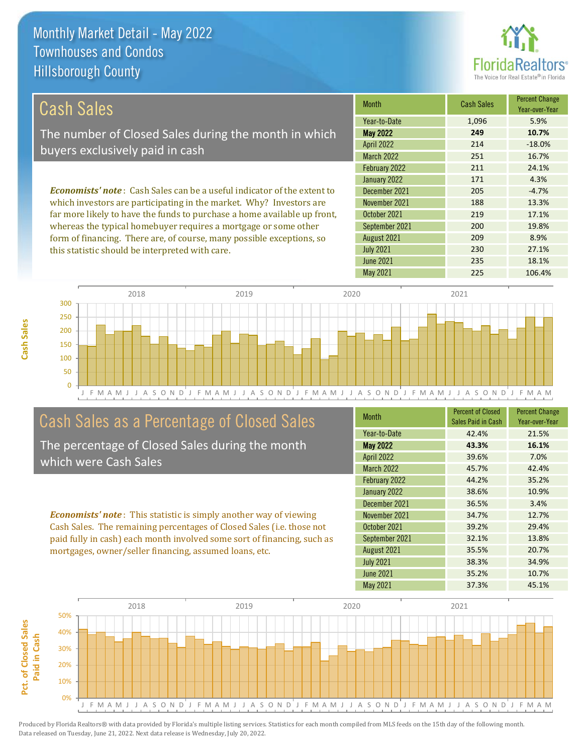# Monthly Market Detail - May 2022
## Townhouses and Condos
## Hillsborough County

## Cash Sales

The number of Closed Sales during the month in which buyers exclusively paid in cash

*Economists' note*: Cash Sales can be a useful indicator of the extent to which investors are participating in the market. Why? Investors are far more likely to have the funds to purchase a home available up front, whereas the typical homebuyer requires a mortgage or some other form of financing. There are, of course, many possible exceptions, so this statistic should be interpreted with care.

| Month | Cash Sales | Percent Change Year-over-Year |
|---|---|---|
| Year-to-Date | 1,096 | 5.9% |
| **May 2022** | **249** | **10.7%** |
| April 2022 | 214 | -18.0% |
| March 2022 | 251 | 16.7% |
| February 2022 | 211 | 24.1% |
| January 2022 | 171 | 4.3% |
| December 2021 | 205 | -4.7% |
| November 2021 | 188 | 13.3% |
| October 2021 | 219 | 17.1% |
| September 2021 | 200 | 19.8% |
| August 2021 | 209 | 8.9% |
| July 2021 | 230 | 27.1% |
| June 2021 | 235 | 18.1% |
| May 2021 | 225 | 106.4% |

Cash Sales

2018 2019 2020 2021

0 50 100 150 200 250 300

J F M A M J J A S O N D J F M A M J J A S O N D J F M A M J J A S O N D J F M A M J J A S O N D J F M A M

## Cash Sales as a Percentage of Closed Sales

The percentage of Closed Sales during the month which were Cash Sales

*Economists' note*: This statistic is simply another way of viewing Cash Sales. The remaining percentages of Closed Sales (i.e. those not paid fully in cash) each month involved some sort of financing, such as mortgages, owner/seller financing, assumed loans, etc.

| Month | Percent of Closed Sales Paid in Cash | Percent Change Year-over-Year |
|---|---|---|
| Year-to-Date | 42.4% | 21.5% |
| **May 2022** | **43.3%** | **16.1%** |
| April 2022 | 39.6% | 7.0% |
| March 2022 | 45.7% | 42.4% |
| February 2022 | 44.2% | 35.2% |
| January 2022 | 38.6% | 10.9% |
| December 2021 | 36.5% | 3.4% |
| November 2021 | 34.7% | 12.7% |
| October 2021 | 39.2% | 29.4% |
| September 2021 | 32.1% | 13.8% |
| August 2021 | 35.5% | 20.7% |
| July 2021 | 38.3% | 34.9% |
| June 2021 | 35.2% | 10.7% |
| May 2021 | 37.3% | 45.1% |

Pct. of Closed Sales Paid in Cash

2018 2019 2020 2021

0% 10% 20% 30% 40% 50%

J F M A M J J A S O N D J F M A M J J A S O N D J F M A M J J A S O N D J F M A M J J A S O N D J F M A M

Produced by Florida Realtors® with data provided by Florida's multiple listing services. Statistics for each month compiled from MLS feeds on the 15th day of the following month. Data released on Tuesday, June 21, 2022. Next data release is Wednesday, July 20, 2022.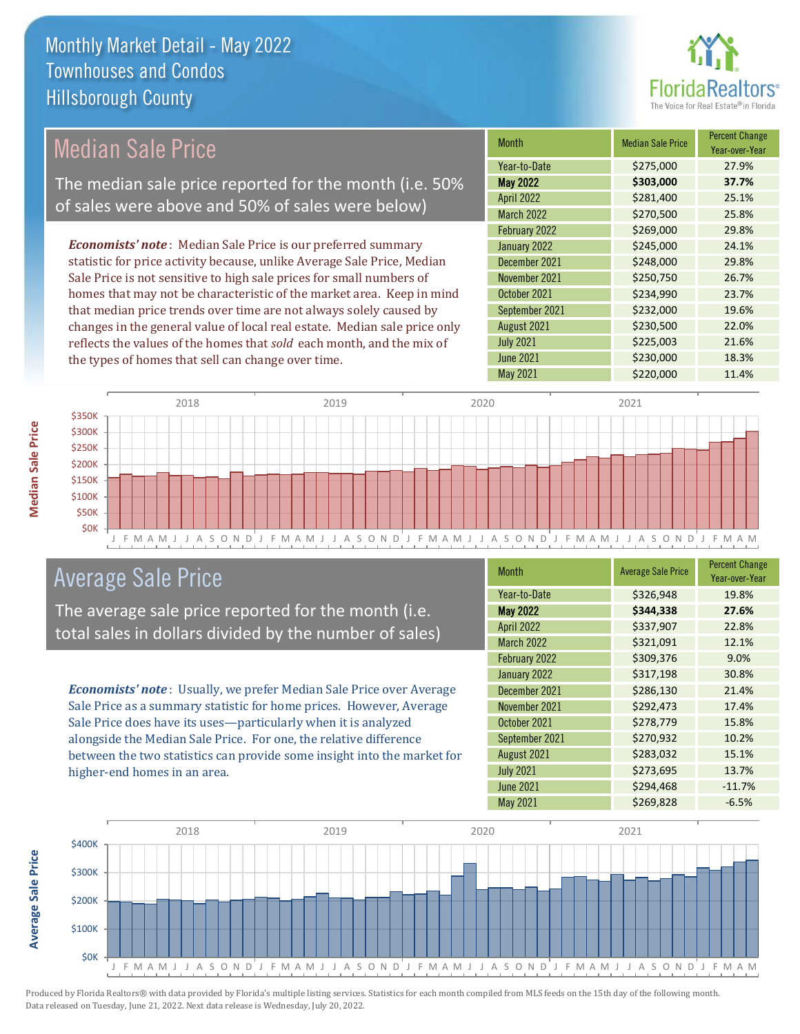# Monthly Market Detail - May 2022
## Townhouses and Condos
## Hillsborough County

FloridaRealtors®
The Voice for Real Estate® in Florida

## Median Sale Price

The median sale price reported for the month (i.e. 50% of sales were above and 50% of sales were below)

*Economists' note*: Median Sale Price is our preferred summary statistic for price activity because, unlike Average Sale Price, Median Sale Price is not sensitive to high sale prices for small numbers of homes that may not be characteristic of the market area. Keep in mind that median price trends over time are not always solely caused by changes in the general value of local real estate. Median sale price only reflects the values of the homes that *sold* each month, and the mix of the types of homes that sell can change over time.

| Month | Median Sale Price | Percent Change Year-over-Year |
|---|---|---|
| Year-to-Date | $275,000 | 27.9% |
| **May 2022** | **$303,000** | **37.7%** |
| April 2022 | $281,400 | 25.1% |
| March 2022 | $270,500 | 25.8% |
| February 2022 | $269,000 | 29.8% |
| January 2022 | $245,000 | 24.1% |
| December 2021 | $248,000 | 29.8% |
| November 2021 | $250,750 | 26.7% |
| October 2021 | $234,990 | 23.7% |
| September 2021 | $232,000 | 19.6% |
| August 2021 | $230,500 | 22.0% |
| July 2021 | $225,003 | 21.6% |
| June 2021 | $230,000 | 18.3% |
| May 2021 | $220,000 | 11.4% |

Median Sale Price

2018 2019 2020 2021

$350K $300K $250K $200K $150K $100K $50K $0K

J F M A M J J A S O N D J F M A M J J A S O N D J F M A M J J A S O N D J F M A M J J A S O N D J F M A M

## Average Sale Price

The average sale price reported for the month (i.e. total sales in dollars divided by the number of sales)

*Economists' note*: Usually, we prefer Median Sale Price over Average Sale Price as a summary statistic for home prices. However, Average Sale Price does have its uses—particularly when it is analyzed alongside the Median Sale Price. For one, the relative difference between the two statistics can provide some insight into the market for higher-end homes in an area.

| Month | Average Sale Price | Percent Change Year-over-Year |
|---|---|---|
| Year-to-Date | $326,948 | 19.8% |
| **May 2022** | **$344,338** | **27.6%** |
| April 2022 | $337,907 | 22.8% |
| March 2022 | $321,091 | 12.1% |
| February 2022 | $309,376 | 9.0% |
| January 2022 | $317,198 | 30.8% |
| December 2021 | $286,130 | 21.4% |
| November 2021 | $292,473 | 17.4% |
| October 2021 | $278,779 | 15.8% |
| September 2021 | $270,932 | 10.2% |
| August 2021 | $283,032 | 15.1% |
| July 2021 | $273,695 | 13.7% |
| June 2021 | $294,468 | -11.7% |
| May 2021 | $269,828 | -6.5% |

Average Sale Price

2018 2019 2020 2021

$400K $300K $200K $100K $0K

J F M A M J J A S O N D J F M A M J J A S O N D J F M A M J J A S O N D J F M A M J J A S O N D J F M A M

Produced by Florida Realtors® with data provided by Florida's multiple listing services. Statistics for each month compiled from MLS feeds on the 15th day of the following month. Data released on Tuesday, June 21, 2022. Next data release is Wednesday, July 20, 2022.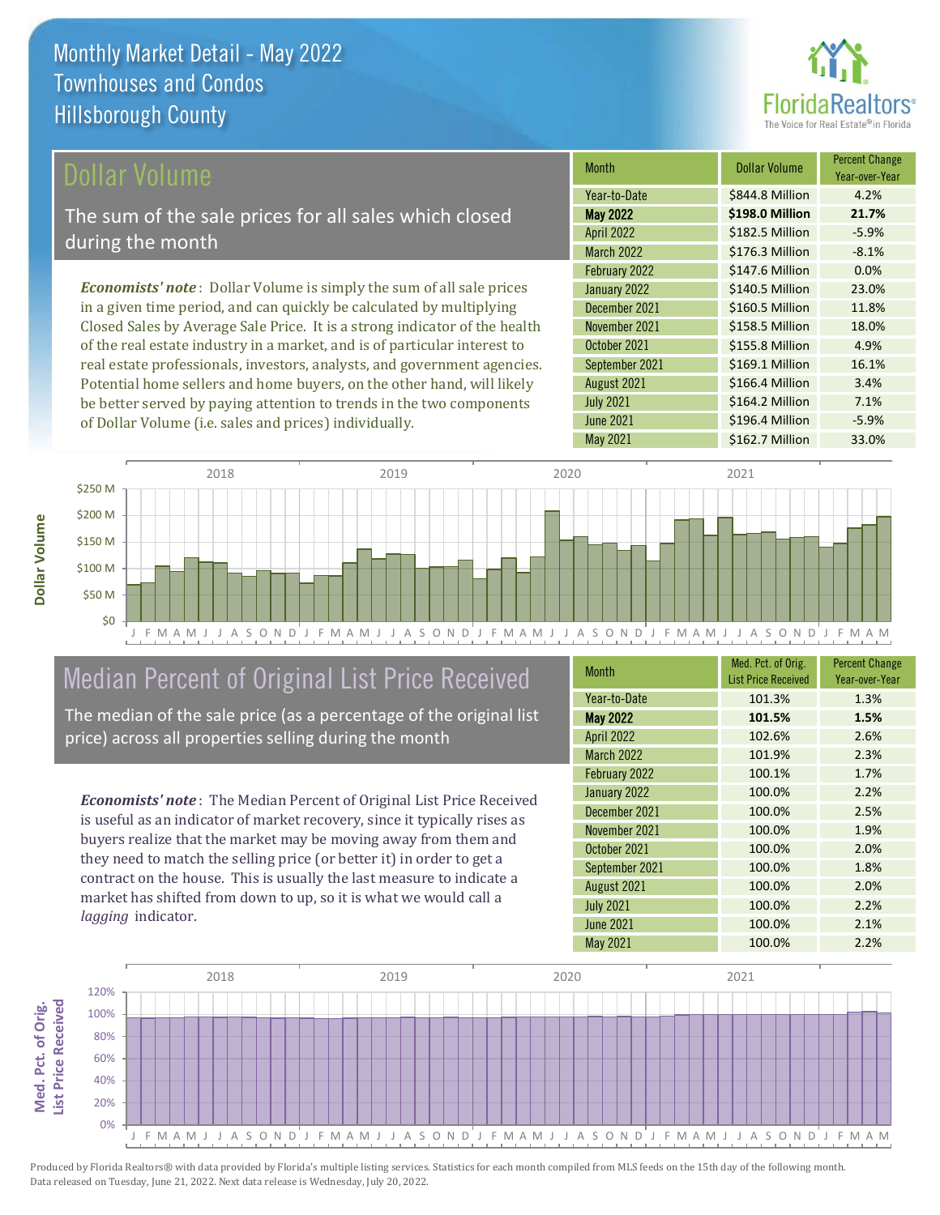Monthly Market Detail - May 2022
Townhouses and Condos
Hillsborough County

## Dollar Volume

The sum of the sale prices for all sales which closed during the month

*Economists' note*: Dollar Volume is simply the sum of all sale prices in a given time period, and can quickly be calculated by multiplying Closed Sales by Average Sale Price. It is a strong indicator of the health of the real estate industry in a market, and is of particular interest to real estate professionals, investors, analysts, and government agencies. Potential home sellers and home buyers, on the other hand, will likely be better served by paying attention to trends in the two components of Dollar Volume (i.e. sales and prices) individually.

| Month | Dollar Volume | Percent Change Year-over-Year |
|---|---|---|
| Year-to-Date | $844.8 Million | 4.2% |
| **May 2022** | **$198.0 Million** | **21.7%** |
| April 2022 | $182.5 Million | -5.9% |
| March 2022 | $176.3 Million | -8.1% |
| February 2022 | $147.6 Million | 0.0% |
| January 2022 | $140.5 Million | 23.0% |
| December 2021 | $160.5 Million | 11.8% |
| November 2021 | $158.5 Million | 18.0% |
| October 2021 | $155.8 Million | 4.9% |
| September 2021 | $169.1 Million | 16.1% |
| August 2021 | $166.4 Million | 3.4% |
| July 2021 | $164.2 Million | 7.1% |
| June 2021 | $196.4 Million | -5.9% |
| May 2021 | $162.7 Million | 33.0% |

Dollar Volume
$250 M
$200 M
$150 M
$100 M
$50 M
$0
2018 2019 2020 2021
J F M A M J J A S O N D J F M A M J J A S O N D J F M A M J J A S O N D J F M A M J J A S O N D J F M A M

## Median Percent of Original List Price Received

The median of the sale price (as a percentage of the original list price) across all properties selling during the month

*Economists' note*: The Median Percent of Original List Price Received is useful as an indicator of market recovery, since it typically rises as buyers realize that the market may be moving away from them and they need to match the selling price (or better it) in order to get a contract on the house. This is usually the last measure to indicate a market has shifted from down to up, so it is what we would call a *lagging* indicator.

| Month | Med. Pct. of Orig. List Price Received | Percent Change Year-over-Year |
|---|---|---|
| Year-to-Date | 101.3% | 1.3% |
| **May 2022** | **101.5%** | **1.5%** |
| April 2022 | 102.6% | 2.6% |
| March 2022 | 101.9% | 2.3% |
| February 2022 | 100.1% | 1.7% |
| January 2022 | 100.0% | 2.2% |
| December 2021 | 100.0% | 2.5% |
| November 2021 | 100.0% | 1.9% |
| October 2021 | 100.0% | 2.0% |
| September 2021 | 100.0% | 1.8% |
| August 2021 | 100.0% | 2.0% |
| July 2021 | 100.0% | 2.2% |
| June 2021 | 100.0% | 2.1% |
| May 2021 | 100.0% | 2.2% |

Med. Pct. of Orig. List Price Received
120%
100%
80%
60%
40%
20%
0%
2018 2019 2020 2021
J F M A M J J A S O N D J F M A M J J A S O N D J F M A M J J A S O N D J F M A M J J A S O N D J F M A M

Produced by Florida Realtors® with data provided by Florida's multiple listing services. Statistics for each month compiled from MLS feeds on the 15th day of the following month. Data released on Tuesday, June 21, 2022. Next data release is Wednesday, July 20, 2022.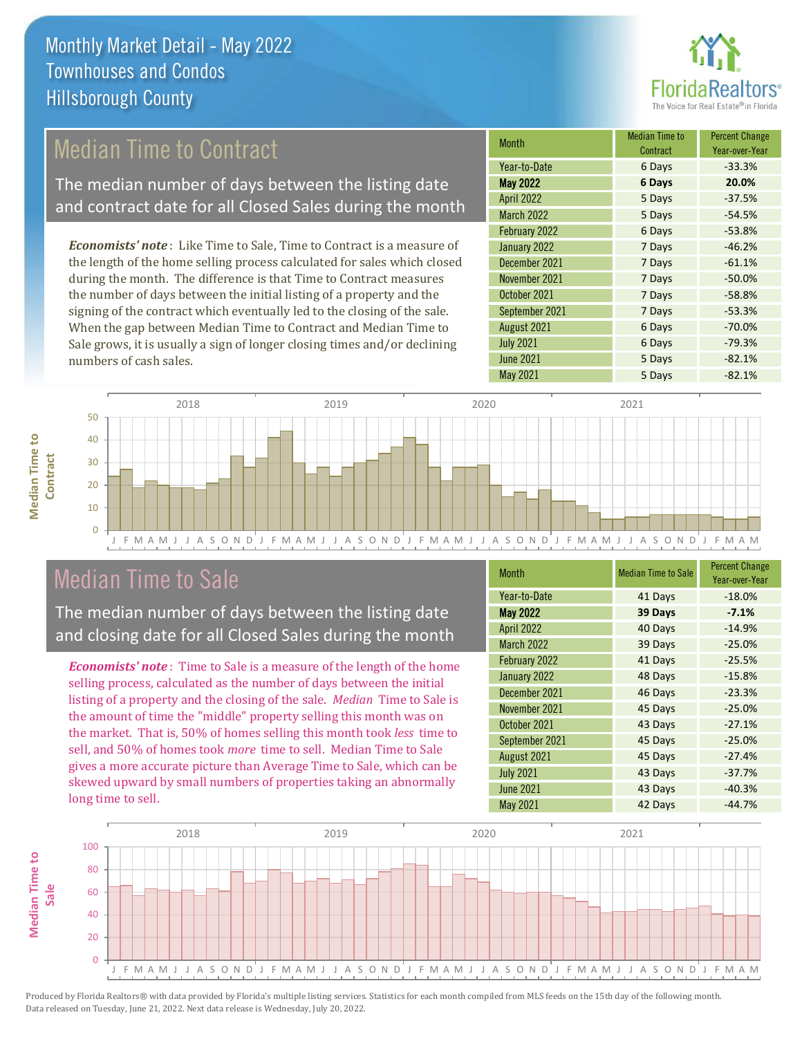Monthly Market Detail - May 2022
Townhouses and Condos
Hillsborough County

FloridaRealtors®
The Voice for Real Estate® in Florida

## Median Time to Contract

The median number of days between the listing date and contract date for all Closed Sales during the month

*Economists' note*: Like Time to Sale, Time to Contract is a measure of the length of the home selling process calculated for sales which closed during the month. The difference is that Time to Contract measures the number of days between the initial listing of a property and the signing of the contract which eventually led to the closing of the sale. When the gap between Median Time to Contract and Median Time to Sale grows, it is usually a sign of longer closing times and/or declining numbers of cash sales.

| Month | Median Time to Contract | Percent Change Year-over-Year |
|---|---|---|
| Year-to-Date | 6 Days | -33.3% |
| **May 2022** | **6 Days** | **20.0%** |
| April 2022 | 5 Days | -37.5% |
| March 2022 | 5 Days | -54.5% |
| February 2022 | 6 Days | -53.8% |
| January 2022 | 7 Days | -46.2% |
| December 2021 | 7 Days | -61.1% |
| November 2021 | 7 Days | -50.0% |
| October 2021 | 7 Days | -58.8% |
| September 2021 | 7 Days | -53.3% |
| August 2021 | 6 Days | -70.0% |
| July 2021 | 6 Days | -79.3% |
| June 2021 | 5 Days | -82.1% |
| May 2021 | 5 Days | -82.1% |

Median Time to Contract
2018 2019 2020 2021
50 40 30 20 10 0
J F M A M J J A S O N D J F M A M J J A S O N D J F M A M J J A S O N D J F M A M J J A S O N D J F M A M

## Median Time to Sale

The median number of days between the listing date and closing date for all Closed Sales during the month

*Economists' note*: Time to Sale is a measure of the length of the home selling process, calculated as the number of days between the initial listing of a property and the closing of the sale. *Median* Time to Sale is the amount of time the "middle" property selling this month was on the market. That is, 50% of homes selling this month took *less* time to sell, and 50% of homes took *more* time to sell. Median Time to Sale gives a more accurate picture than Average Time to Sale, which can be skewed upward by small numbers of properties taking an abnormally long time to sell.

| Month | Median Time to Sale | Percent Change Year-over-Year |
|---|---|---|
| Year-to-Date | 41 Days | -18.0% |
| **May 2022** | **39 Days** | **-7.1%** |
| April 2022 | 40 Days | -14.9% |
| March 2022 | 39 Days | -25.0% |
| February 2022 | 41 Days | -25.5% |
| January 2022 | 48 Days | -15.8% |
| December 2021 | 46 Days | -23.3% |
| November 2021 | 45 Days | -25.0% |
| October 2021 | 43 Days | -27.1% |
| September 2021 | 45 Days | -25.0% |
| August 2021 | 45 Days | -27.4% |
| July 2021 | 43 Days | -37.7% |
| June 2021 | 43 Days | -40.3% |
| May 2021 | 42 Days | -44.7% |

Median Time to Sale
2018 2019 2020 2021
100 80 60 40 20 0
J F M A M J J A S O N D J F M A M J J A S O N D J F M A M J J A S O N D J F M A M J J A S O N D J F M A M

Produced by Florida Realtors® with data provided by Florida's multiple listing services. Statistics for each month compiled from MLS feeds on the 15th day of the following month. Data released on Tuesday, June 21, 2022. Next data release is Wednesday, July 20, 2022.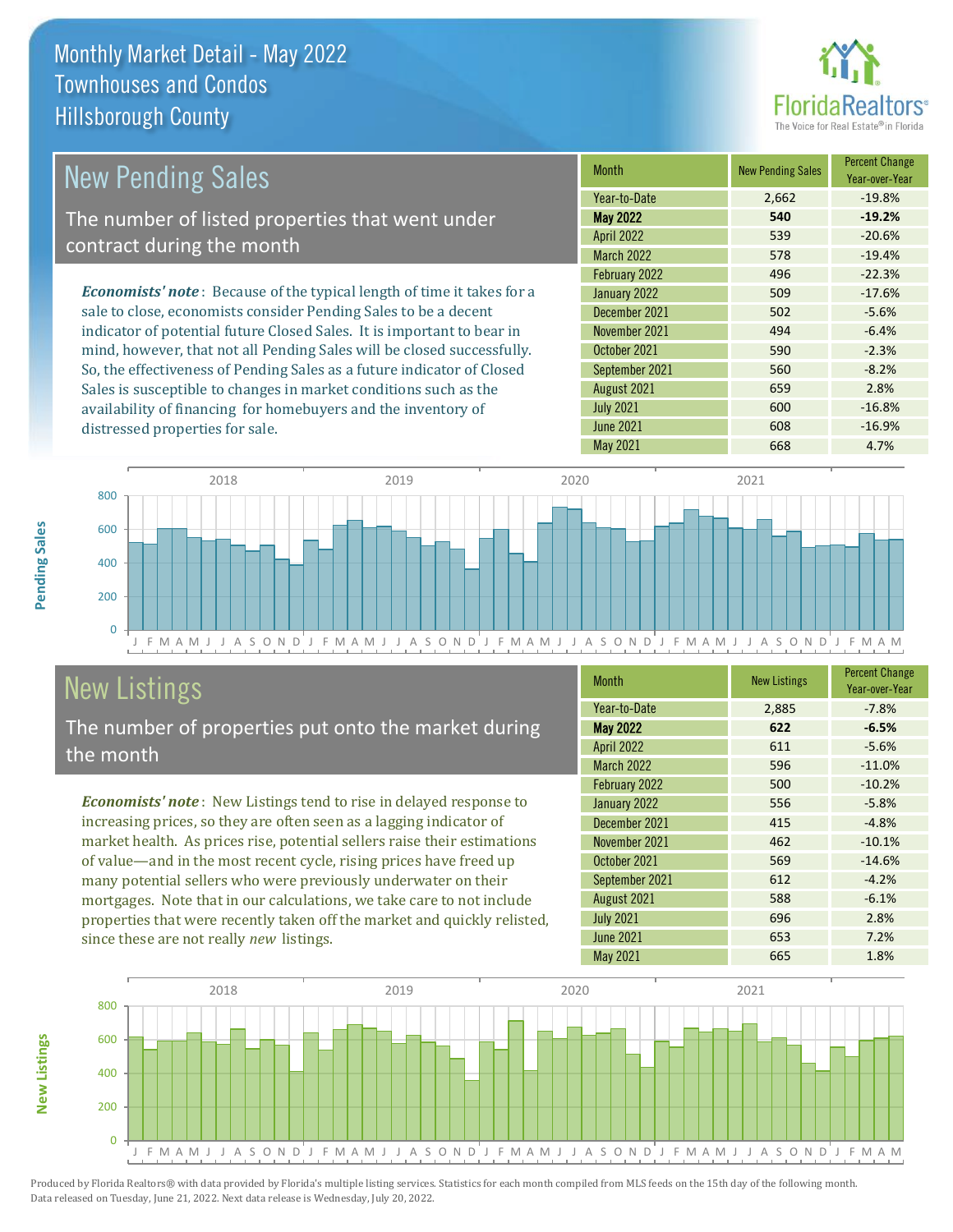Monthly Market Detail - May 2022
Townhouses and Condos
Hillsborough County

## New Pending Sales

The number of listed properties that went under contract during the month

*Economists' note*: Because of the typical length of time it takes for a sale to close, economists consider Pending Sales to be a decent indicator of potential future Closed Sales. It is important to bear in mind, however, that not all Pending Sales will be closed successfully. So, the effectiveness of Pending Sales as a future indicator of Closed Sales is susceptible to changes in market conditions such as the availability of financing for homebuyers and the inventory of distressed properties for sale.

| Month | New Pending Sales | Percent Change Year-over-Year |
|---|---|---|
| Year-to-Date | 2,662 | -19.8% |
| **May 2022** | **540** | **-19.2%** |
| April 2022 | 539 | -20.6% |
| March 2022 | 578 | -19.4% |
| February 2022 | 496 | -22.3% |
| January 2022 | 509 | -17.6% |
| December 2021 | 502 | -5.6% |
| November 2021 | 494 | -6.4% |
| October 2021 | 590 | -2.3% |
| September 2021 | 560 | -8.2% |
| August 2021 | 659 | 2.8% |
| July 2021 | 600 | -16.8% |
| June 2021 | 608 | -16.9% |
| May 2021 | 668 | 4.7% |

Pending Sales

2018 2019 2020 2021

800
600
400
200
0

J F M A M J J A S O N D J F M A M J J A S O N D J F M A M J J A S O N D J F M A M J J A S O N D J F M A M

## New Listings

The number of properties put onto the market during the month

*Economists' note*: New Listings tend to rise in delayed response to increasing prices, so they are often seen as a lagging indicator of market health. As prices rise, potential sellers raise their estimations of value—and in the most recent cycle, rising prices have freed up many potential sellers who were previously underwater on their mortgages. Note that in our calculations, we take care to not include properties that were recently taken off the market and quickly relisted, since these are not really *new* listings.

| Month | New Listings | Percent Change Year-over-Year |
|---|---|---|
| Year-to-Date | 2,885 | -7.8% |
| **May 2022** | **622** | **-6.5%** |
| April 2022 | 611 | -5.6% |
| March 2022 | 596 | -11.0% |
| February 2022 | 500 | -10.2% |
| January 2022 | 556 | -5.8% |
| December 2021 | 415 | -4.8% |
| November 2021 | 462 | -10.1% |
| October 2021 | 569 | -14.6% |
| September 2021 | 612 | -4.2% |
| August 2021 | 588 | -6.1% |
| July 2021 | 696 | 2.8% |
| June 2021 | 653 | 7.2% |
| May 2021 | 665 | 1.8% |

New Listings

2018 2019 2020 2021

800
600
400
200
0

J F M A M J J A S O N D J F M A M J J A S O N D J F M A M J J A S O N D J F M A M J J A S O N D J F M A M

Produced by Florida Realtors® with data provided by Florida's multiple listing services. Statistics for each month compiled from MLS feeds on the 15th day of the following month. Data released on Tuesday, June 21, 2022. Next data release is Wednesday, July 20, 2022.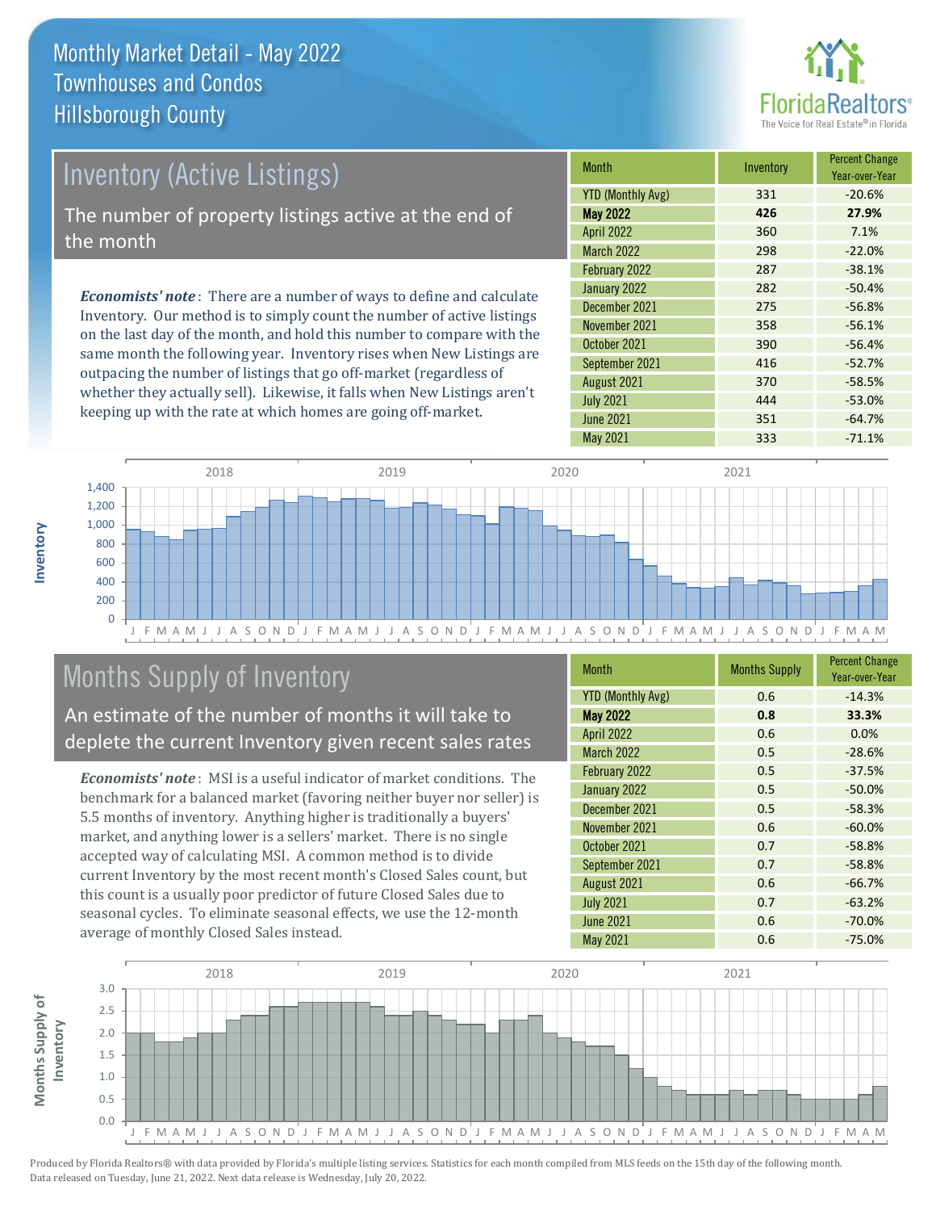# Monthly Market Detail - May 2022
## Townhouses and Condos
## Hillsborough County

FloridaRealtors®
The Voice for Real Estate® in Florida

## Inventory (Active Listings)

The number of property listings active at the end of the month

***Economists' note***: There are a number of ways to define and calculate Inventory. Our method is to simply count the number of active listings on the last day of the month, and hold this number to compare with the same month the following year. Inventory rises when New Listings are outpacing the number of listings that go off-market (regardless of whether they actually sell). Likewise, it falls when New Listings aren't keeping up with the rate at which homes are going off-market.

| Month | Inventory | Percent Change Year-over-Year |
|---|---|---|
| YTD (Monthly Avg) | 331 | -20.6% |
| **May 2022** | **426** | **27.9%** |
| April 2022 | 360 | 7.1% |
| March 2022 | 298 | -22.0% |
| February 2022 | 287 | -38.1% |
| January 2022 | 282 | -50.4% |
| December 2021 | 275 | -56.8% |
| November 2021 | 358 | -56.1% |
| October 2021 | 390 | -56.4% |
| September 2021 | 416 | -52.7% |
| August 2021 | 370 | -58.5% |
| July 2021 | 444 | -53.0% |
| June 2021 | 351 | -64.7% |
| May 2021 | 333 | -71.1% |

Inventory

2018 2019 2020 2021

1,400
1,200
1,000
800
600
400
200
0

J F M A M J J A S O N D J F M A M J J A S O N D J F M A M J J A S O N D J F M A M J J A S O N D J F M A M

## Months Supply of Inventory

An estimate of the number of months it will take to deplete the current Inventory given recent sales rates

***Economists' note***: MSI is a useful indicator of market conditions. The benchmark for a balanced market (favoring neither buyer nor seller) is 5.5 months of inventory. Anything higher is traditionally a buyers' market, and anything lower is a sellers' market. There is no single accepted way of calculating MSI. A common method is to divide current Inventory by the most recent month's Closed Sales count, but this count is a usually poor predictor of future Closed Sales due to seasonal cycles. To eliminate seasonal effects, we use the 12-month average of monthly Closed Sales instead.

| Month | Months Supply | Percent Change Year-over-Year |
|---|---|---|
| YTD (Monthly Avg) | 0.6 | -14.3% |
| **May 2022** | **0.8** | **33.3%** |
| April 2022 | 0.6 | 0.0% |
| March 2022 | 0.5 | -28.6% |
| February 2022 | 0.5 | -37.5% |
| January 2022 | 0.5 | -50.0% |
| December 2021 | 0.5 | -58.3% |
| November 2021 | 0.6 | -60.0% |
| October 2021 | 0.7 | -58.8% |
| September 2021 | 0.7 | -58.8% |
| August 2021 | 0.6 | -66.7% |
| July 2021 | 0.7 | -63.2% |
| June 2021 | 0.6 | -70.0% |
| May 2021 | 0.6 | -75.0% |

Months Supply of Inventory

2018 2019 2020 2021

3.0
2.5
2.0
1.5
1.0
0.5
0.0

J F M A M J J A S O N D J F M A M J J A S O N D J F M A M J J A S O N D J F M A M J J A S O N D J F M A M

Produced by Florida Realtors® with data provided by Florida's multiple listing services. Statistics for each month compiled from MLS feeds on the 15th day of the following month. Data released on Tuesday, June 21, 2022. Next data release is Wednesday, July 20, 2022.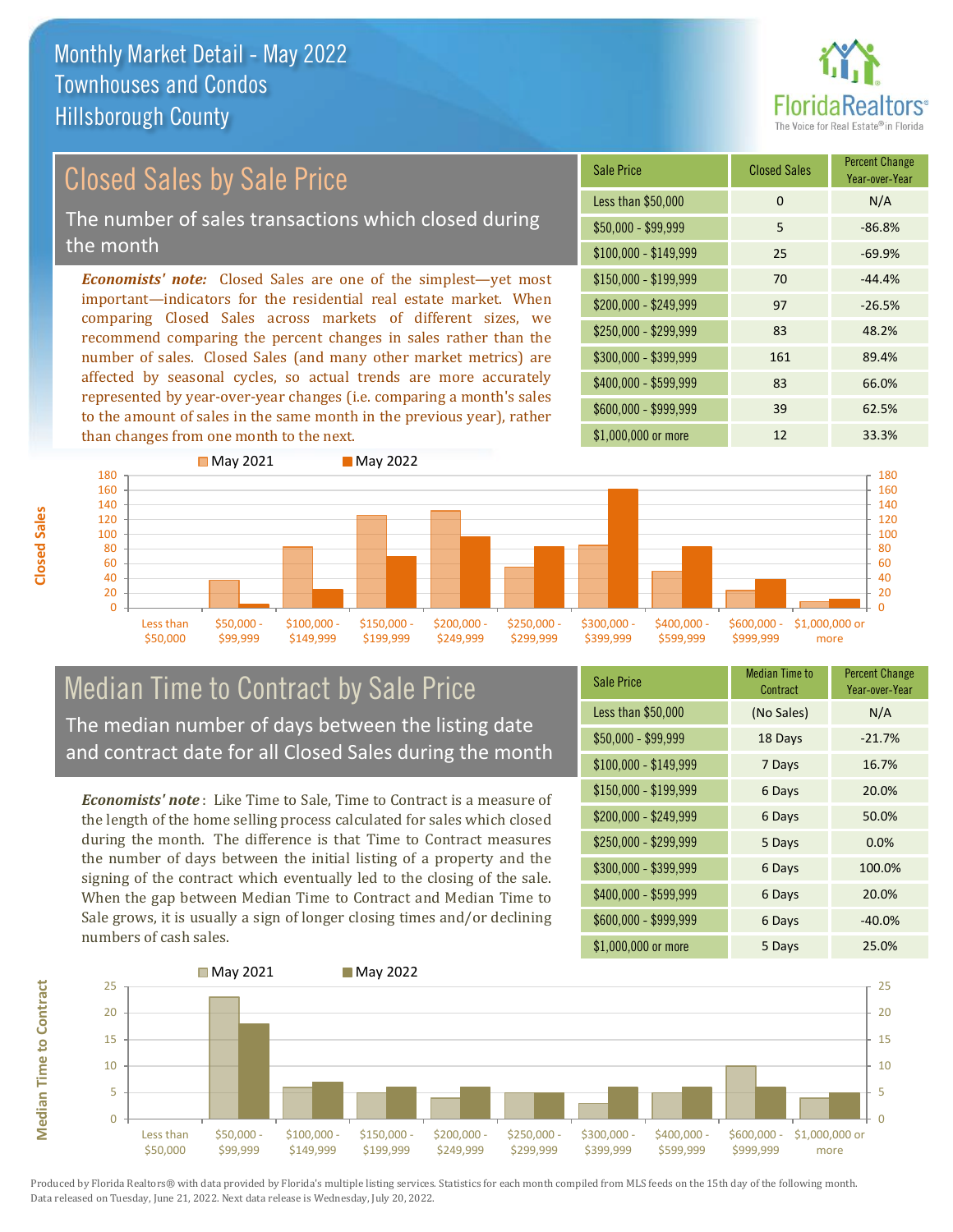# Monthly Market Detail - May 2022
## Townhouses and Condos
## Hillsborough County

FloridaRealtors® The Voice for Real Estate® in Florida

## Closed Sales by Sale Price

The number of sales transactions which closed during the month

***Economists' note:*** Closed Sales are one of the simplest—yet most important—indicators for the residential real estate market. When comparing Closed Sales across markets of different sizes, we recommend comparing the percent changes in sales rather than the number of sales. Closed Sales (and many other market metrics) are affected by seasonal cycles, so actual trends are more accurately represented by year-over-year changes (i.e. comparing a month's sales to the amount of sales in the same month in the previous year), rather than changes from one month to the next.

| Sale Price | Closed Sales | Percent Change Year-over-Year |
|---|---|---|
| Less than $50,000 | 0 | N/A |
| $50,000 - $99,999 | 5 | -86.8% |
| $100,000 - $149,999 | 25 | -69.9% |
| $150,000 - $199,999 | 70 | -44.4% |
| $200,000 - $249,999 | 97 | -26.5% |
| $250,000 - $299,999 | 83 | 48.2% |
| $300,000 - $399,999 | 161 | 89.4% |
| $400,000 - $599,999 | 83 | 66.0% |
| $600,000 - $999,999 | 39 | 62.5% |
| $1,000,000 or more | 12 | 33.3% |

May 2021
May 2022

Closed Sales

0
20
40
60
80
100
120
140
160
180

Less than $50,000
$50,000 - $99,999
$100,000 - $149,999
$150,000 - $199,999
$200,000 - $249,999
$250,000 - $299,999
$300,000 - $399,999
$400,000 - $599,999
$600,000 - $999,999
$1,000,000 or more

## Median Time to Contract by Sale Price

The median number of days between the listing date and contract date for all Closed Sales during the month

***Economists' note*** : Like Time to Sale, Time to Contract is a measure of the length of the home selling process calculated for sales which closed during the month. The difference is that Time to Contract measures the number of days between the initial listing of a property and the signing of the contract which eventually led to the closing of the sale. When the gap between Median Time to Contract and Median Time to Sale grows, it is usually a sign of longer closing times and/or declining numbers of cash sales.

| Sale Price | Median Time to Contract | Percent Change Year-over-Year |
|---|---|---|
| Less than $50,000 | (No Sales) | N/A |
| $50,000 - $99,999 | 18 Days | -21.7% |
| $100,000 - $149,999 | 7 Days | 16.7% |
| $150,000 - $199,999 | 6 Days | 20.0% |
| $200,000 - $249,999 | 6 Days | 50.0% |
| $250,000 - $299,999 | 5 Days | 0.0% |
| $300,000 - $399,999 | 6 Days | 100.0% |
| $400,000 - $599,999 | 6 Days | 20.0% |
| $600,000 - $999,999 | 6 Days | -40.0% |
| $1,000,000 or more | 5 Days | 25.0% |

May 2021
May 2022

Median Time to Contract

0
5
10
15
20
25

Less than $50,000
$50,000 - $99,999
$100,000 - $149,999
$150,000 - $199,999
$200,000 - $249,999
$250,000 - $299,999
$300,000 - $399,999
$400,000 - $599,999
$600,000 - $999,999
$1,000,000 or more

Produced by Florida Realtors® with data provided by Florida's multiple listing services. Statistics for each month compiled from MLS feeds on the 15th day of the following month. Data released on Tuesday, June 21, 2022. Next data release is Wednesday, July 20, 2022.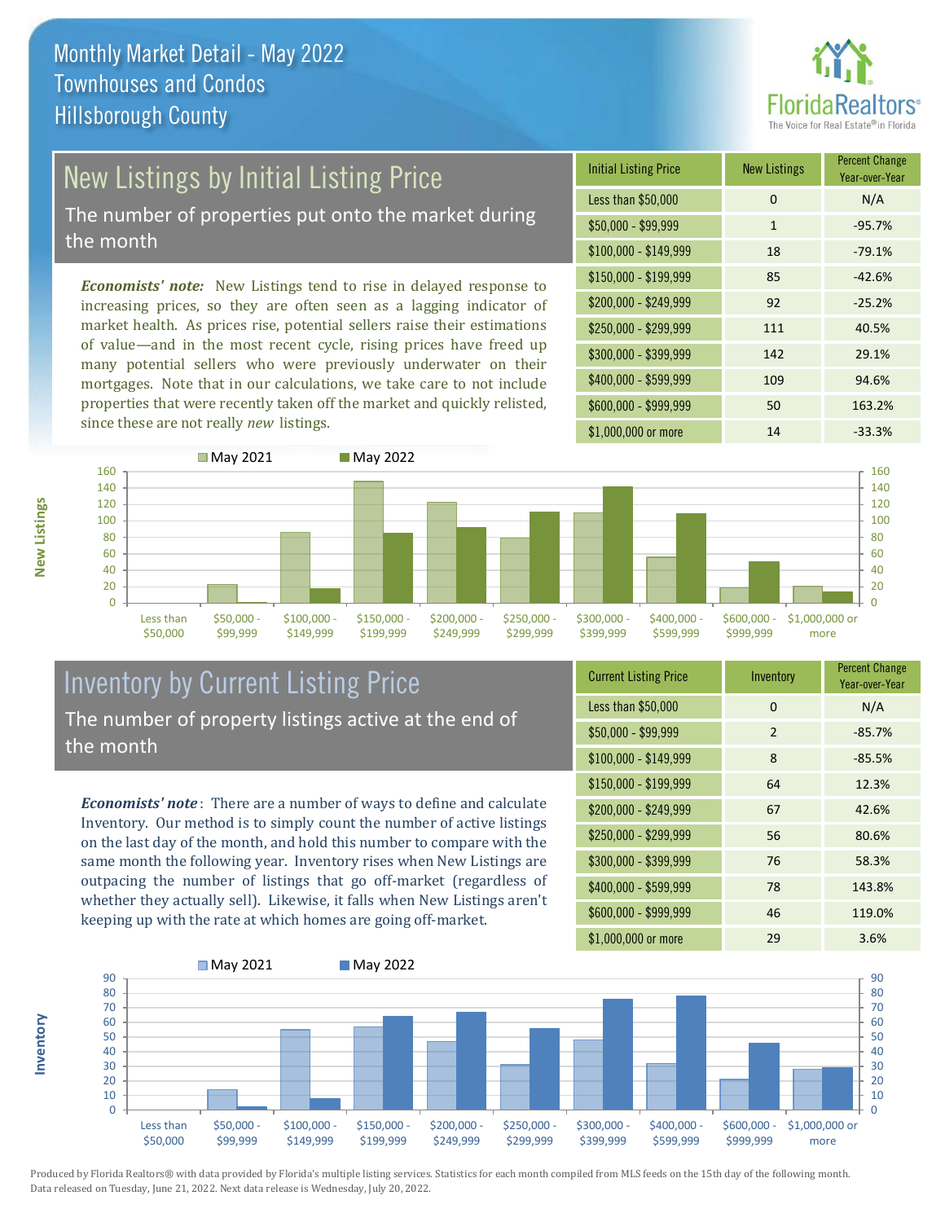Monthly Market Detail - May 2022
Townhouses and Condos
Hillsborough County

FloridaRealtors®
The Voice for Real Estate® in Florida

## New Listings by Initial Listing Price

The number of properties put onto the market during the month

*Economists' note:* New Listings tend to rise in delayed response to increasing prices, so they are often seen as a lagging indicator of market health. As prices rise, potential sellers raise their estimations of value—and in the most recent cycle, rising prices have freed up many potential sellers who were previously underwater on their mortgages. Note that in our calculations, we take care to not include properties that were recently taken off the market and quickly relisted, since these are not really *new* listings.

| Initial Listing Price | New Listings | Percent Change Year-over-Year |
| --- | --- | --- |
| Less than $50,000 | 0 | N/A |
| $50,000 - $99,999 | 1 | -95.7% |
| $100,000 - $149,999 | 18 | -79.1% |
| $150,000 - $199,999 | 85 | -42.6% |
| $200,000 - $249,999 | 92 | -25.2% |
| $250,000 - $299,999 | 111 | 40.5% |
| $300,000 - $399,999 | 142 | 29.1% |
| $400,000 - $599,999 | 109 | 94.6% |
| $600,000 - $999,999 | 50 | 163.2% |
| $1,000,000 or more | 14 | -33.3% |

May 2021
May 2022
New Listings
0
20
40
60
80
100
120
140
160
Less than $50,000
$50,000 - $99,999
$100,000 - $149,999
$150,000 - $199,999
$200,000 - $249,999
$250,000 - $299,999
$300,000 - $399,999
$400,000 - $599,999
$600,000 - $999,999
$1,000,000 or more

## Inventory by Current Listing Price

The number of property listings active at the end of the month

*Economists' note*: There are a number of ways to define and calculate Inventory. Our method is to simply count the number of active listings on the last day of the month, and hold this number to compare with the same month the following year. Inventory rises when New Listings are outpacing the number of listings that go off-market (regardless of whether they actually sell). Likewise, it falls when New Listings aren't keeping up with the rate at which homes are going off-market.

| Current Listing Price | Inventory | Percent Change Year-over-Year |
| --- | --- | --- |
| Less than $50,000 | 0 | N/A |
| $50,000 - $99,999 | 2 | -85.7% |
| $100,000 - $149,999 | 8 | -85.5% |
| $150,000 - $199,999 | 64 | 12.3% |
| $200,000 - $249,999 | 67 | 42.6% |
| $250,000 - $299,999 | 56 | 80.6% |
| $300,000 - $399,999 | 76 | 58.3% |
| $400,000 - $599,999 | 78 | 143.8% |
| $600,000 - $999,999 | 46 | 119.0% |
| $1,000,000 or more | 29 | 3.6% |

May 2021
May 2022
Inventory
0
10
20
30
40
50
60
70
80
90
Less than $50,000
$50,000 - $99,999
$100,000 - $149,999
$150,000 - $199,999
$200,000 - $249,999
$250,000 - $299,999
$300,000 - $399,999
$400,000 - $599,999
$600,000 - $999,999
$1,000,000 or more

Produced by Florida Realtors® with data provided by Florida's multiple listing services. Statistics for each month compiled from MLS feeds on the 15th day of the following month. Data released on Tuesday, June 21, 2022. Next data release is Wednesday, July 20, 2022.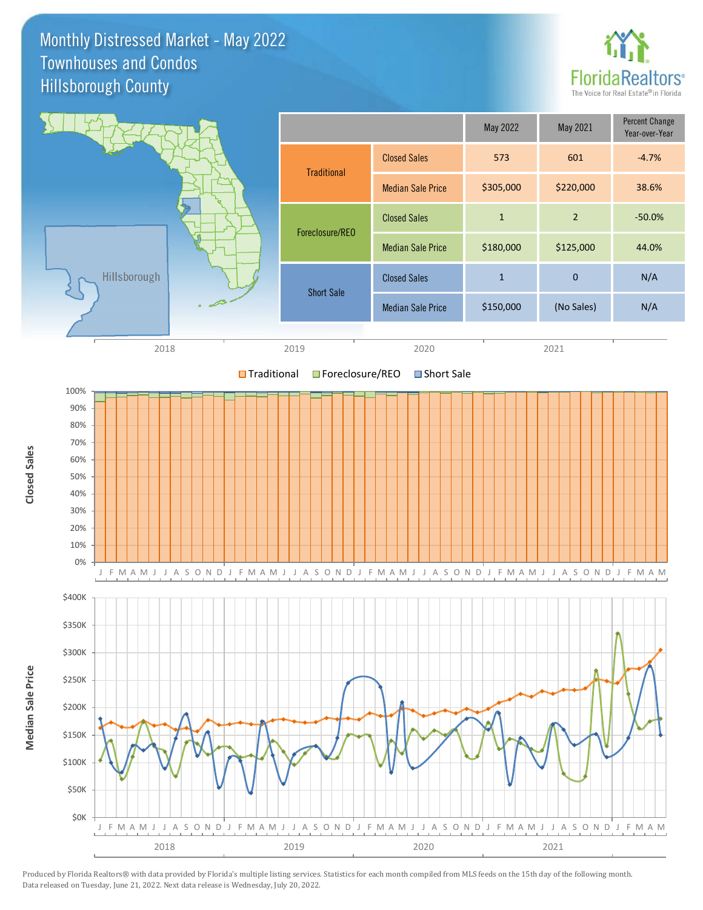# Monthly Distressed Market - May 2022
## Townhouses and Condos
## Hillsborough County

FloridaRealtors® The Voice for Real Estate® in Florida

Hillsborough

| | | May 2022 | May 2021 | Percent Change Year-over-Year |
|---|---|---|---|---|
| Traditional | Closed Sales | 573 | 601 | -4.7% |
| | Median Sale Price | $305,000 | $220,000 | 38.6% |
| Foreclosure/REO | Closed Sales | 1 | 2 | -50.0% |
| | Median Sale Price | $180,000 | $125,000 | 44.0% |
| Short Sale | Closed Sales | 1 | 0 | N/A |
| | Median Sale Price | $150,000 | (No Sales) | N/A |

2018 2019 2020 2021

Traditional Foreclosure/REO Short Sale

Closed Sales

100% 90% 80% 70% 60% 50% 40% 30% 20% 10% 0%

J F M A M J J A S O N D J F M A M J J A S O N D J F M A M J J A S O N D J F M A M J J A S O N D J F M A M

Median Sale Price

$400K $350K $300K $250K $200K $150K $100K $50K $0K

J F M A M J J A S O N D J F M A M J J A S O N D J F M A M J J A S O N D J F M A M J J A S O N D J F M A M

2018 2019 2020 2021

Produced by Florida Realtors® with data provided by Florida's multiple listing services. Statistics for each month compiled from MLS feeds on the 15th day of the following month. Data released on Tuesday, June 21, 2022. Next data release is Wednesday, July 20, 2022.